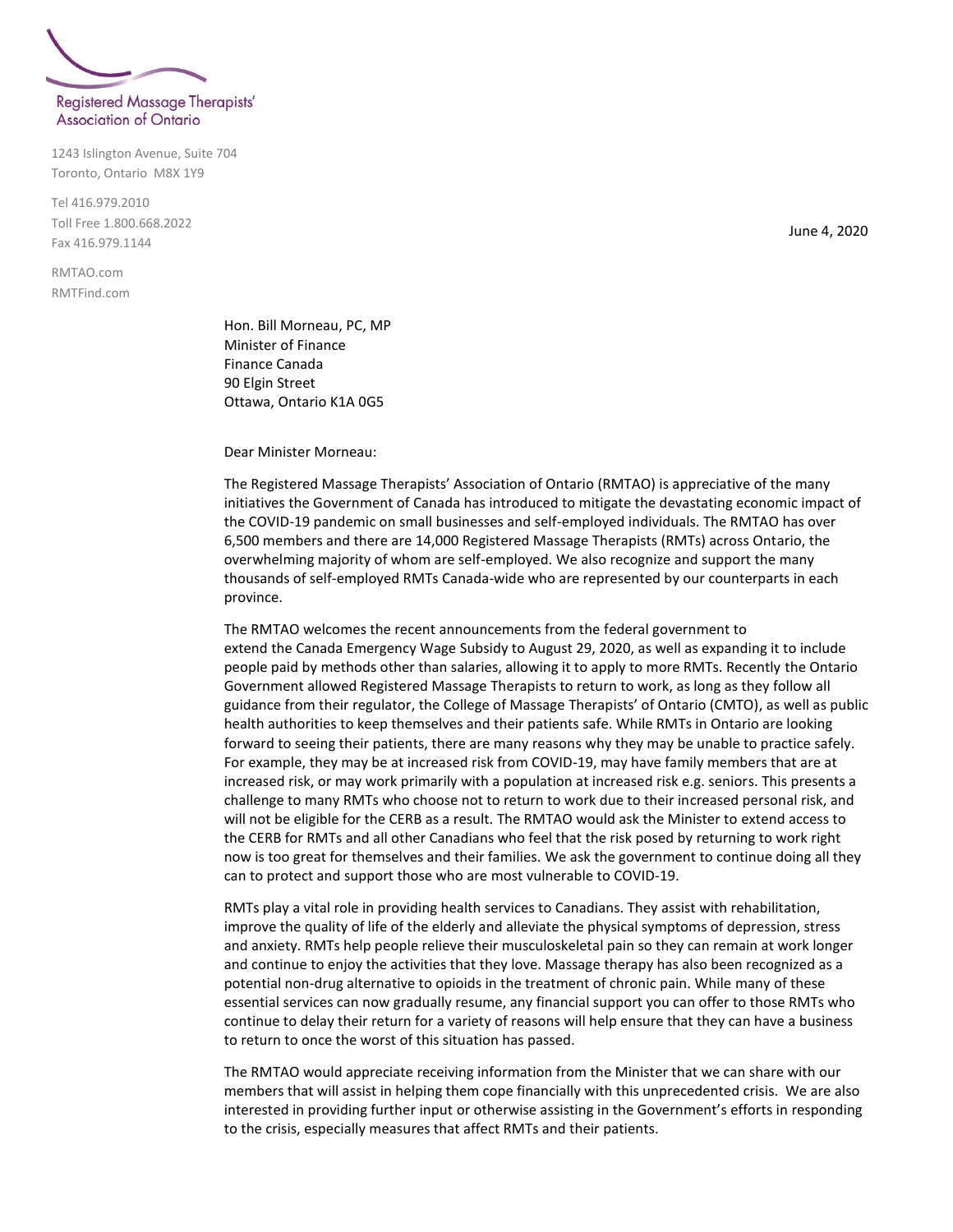Registered Massage Therapists' Association of Ontario

1243 Islington Avenue, Suite 704
Toronto, Ontario M8X 1Y9

Tel 416.979.2010
Toll Free 1.800.668.2022
Fax 416.979.1144

RMTAO.com
RMTFind.com

June 4, 2020

Hon. Bill Morneau, PC, MP
Minister of Finance
Finance Canada
90 Elgin Street
Ottawa, Ontario K1A 0G5

Dear Minister Morneau:

The Registered Massage Therapists' Association of Ontario (RMTAO) is appreciative of the many initiatives the Government of Canada has introduced to mitigate the devastating economic impact of the COVID-19 pandemic on small businesses and self-employed individuals. The RMTAO has over 6,500 members and there are 14,000 Registered Massage Therapists (RMTs) across Ontario, the overwhelming majority of whom are self-employed. We also recognize and support the many thousands of self-employed RMTs Canada-wide who are represented by our counterparts in each province.

The RMTAO welcomes the recent announcements from the federal government to extend the Canada Emergency Wage Subsidy to August 29, 2020, as well as expanding it to include people paid by methods other than salaries, allowing it to apply to more RMTs. Recently the Ontario Government allowed Registered Massage Therapists to return to work, as long as they follow all guidance from their regulator, the College of Massage Therapists' of Ontario (CMTO), as well as public health authorities to keep themselves and their patients safe. While RMTs in Ontario are looking forward to seeing their patients, there are many reasons why they may be unable to practice safely. For example, they may be at increased risk from COVID-19, may have family members that are at increased risk, or may work primarily with a population at increased risk e.g. seniors. This presents a challenge to many RMTs who choose not to return to work due to their increased personal risk, and will not be eligible for the CERB as a result. The RMTAO would ask the Minister to extend access to the CERB for RMTs and all other Canadians who feel that the risk posed by returning to work right now is too great for themselves and their families. We ask the government to continue doing all they can to protect and support those who are most vulnerable to COVID-19.

RMTs play a vital role in providing health services to Canadians. They assist with rehabilitation, improve the quality of life of the elderly and alleviate the physical symptoms of depression, stress and anxiety. RMTs help people relieve their musculoskeletal pain so they can remain at work longer and continue to enjoy the activities that they love. Massage therapy has also been recognized as a potential non-drug alternative to opioids in the treatment of chronic pain. While many of these essential services can now gradually resume, any financial support you can offer to those RMTs who continue to delay their return for a variety of reasons will help ensure that they can have a business to return to once the worst of this situation has passed.

The RMTAO would appreciate receiving information from the Minister that we can share with our members that will assist in helping them cope financially with this unprecedented crisis. We are also interested in providing further input or otherwise assisting in the Government's efforts in responding to the crisis, especially measures that affect RMTs and their patients.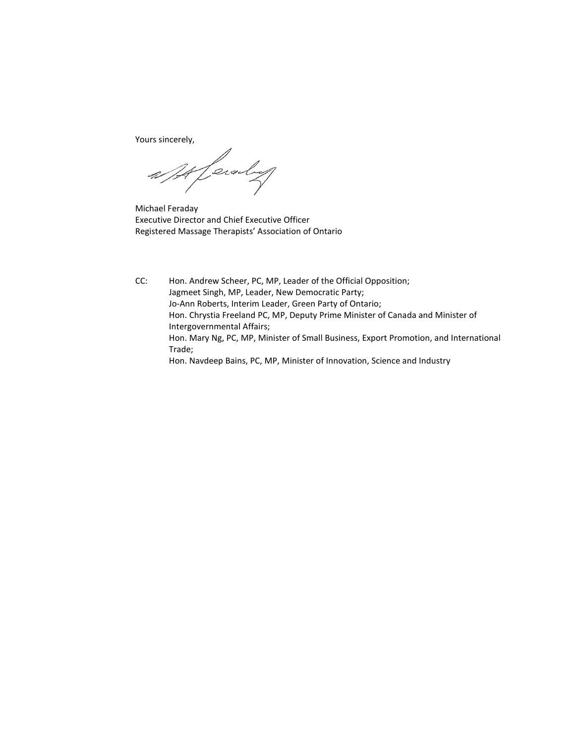Yours sincerely,

Michael Feraday
Executive Director and Chief Executive Officer
Registered Massage Therapists' Association of Ontario

CC: Hon. Andrew Scheer, PC, MP, Leader of the Official Opposition;
Jagmeet Singh, MP, Leader, New Democratic Party;
Jo-Ann Roberts, Interim Leader, Green Party of Ontario;
Hon. Chrystia Freeland PC, MP, Deputy Prime Minister of Canada and Minister of Intergovernmental Affairs;
Hon. Mary Ng, PC, MP, Minister of Small Business, Export Promotion, and International Trade;
Hon. Navdeep Bains, PC, MP, Minister of Innovation, Science and Industry